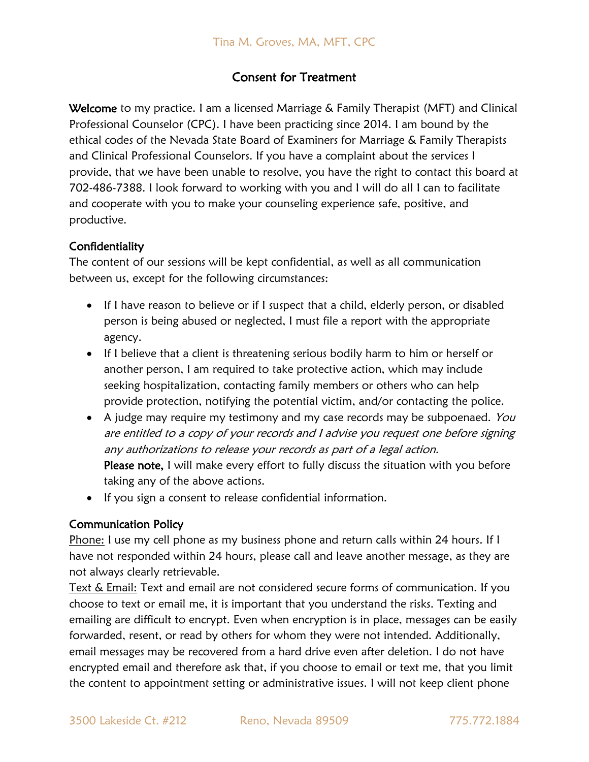Tina M. Groves, MA, MFT, CPC

# Consent for Treatment

**Welcome** to my practice. I am a licensed Marriage & Family Therapist (MFT) and Clinical Professional Counselor (CPC). I have been practicing since 2014. I am bound by the ethical codes of the Nevada State Board of Examiners for Marriage & Family Therapists and Clinical Professional Counselors. If you have a complaint about the services I provide, that we have been unable to resolve, you have the right to contact this board at 702-486-7388. I look forward to working with you and I will do all I can to facilitate and cooperate with you to make your counseling experience safe, positive, and productive.

## Confidentiality

The content of our sessions will be kept confidential, as well as all communication between us, except for the following circumstances:

- If I have reason to believe or if I suspect that a child, elderly person, or disabled person is being abused or neglected, I must file a report with the appropriate agency.
- If I believe that a client is threatening serious bodily harm to him or herself or another person, I am required to take protective action, which may include seeking hospitalization, contacting family members or others who can help provide protection, notifying the potential victim, and/or contacting the police.
- A judge may require my testimony and my case records may be subpoenaed. *You are entitled to a copy of your records and I advise you request one before signing any authorizations to release your records as part of a legal action.*
  **Please note,** I will make every effort to fully discuss the situation with you before taking any of the above actions.
- If you sign a consent to release confidential information.

## Communication Policy

Phone: I use my cell phone as my business phone and return calls within 24 hours. If I have not responded within 24 hours, please call and leave another message, as they are not always clearly retrievable.

Text & Email: Text and email are not considered secure forms of communication. If you choose to text or email me, it is important that you understand the risks. Texting and emailing are difficult to encrypt. Even when encryption is in place, messages can be easily forwarded, resent, or read by others for whom they were not intended. Additionally, email messages may be recovered from a hard drive even after deletion. I do not have encrypted email and therefore ask that, if you choose to email or text me, that you limit the content to appointment setting or administrative issues. I will not keep client phone

3500 Lakeside Ct. #212 Reno, Nevada 89509 775.772.1884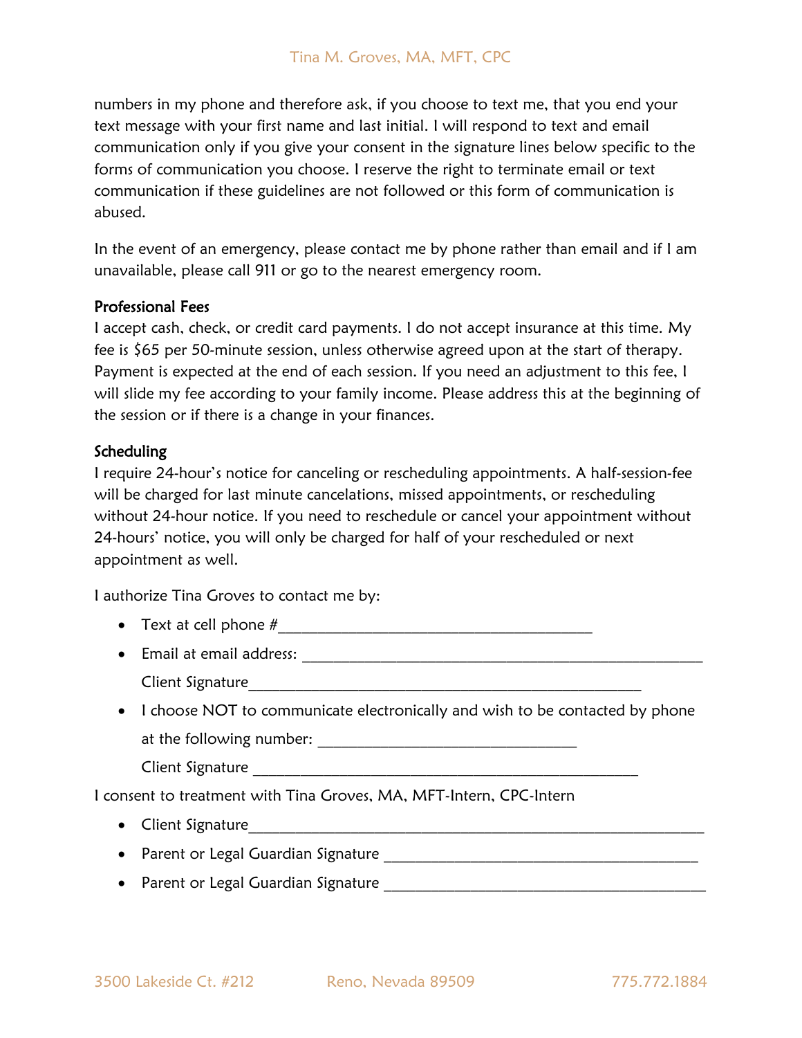numbers in my phone and therefore ask, if you choose to text me, that you end your text message with your first name and last initial. I will respond to text and email communication only if you give your consent in the signature lines below specific to the forms of communication you choose. I reserve the right to terminate email or text communication if these guidelines are not followed or this form of communication is abused.

In the event of an emergency, please contact me by phone rather than email and if I am unavailable, please call 911 or go to the nearest emergency room.

**Professional Fees**
I accept cash, check, or credit card payments. I do not accept insurance at this time. My fee is $65 per 50-minute session, unless otherwise agreed upon at the start of therapy. Payment is expected at the end of each session. If you need an adjustment to this fee, I will slide my fee according to your family income. Please address this at the beginning of the session or if there is a change in your finances.

**Scheduling**
I require 24-hour's notice for canceling or rescheduling appointments. A half-session-fee will be charged for last minute cancelations, missed appointments, or rescheduling without 24-hour notice. If you need to reschedule or cancel your appointment without 24-hours' notice, you will only be charged for half of your rescheduled or next appointment as well.

I authorize Tina Groves to contact me by:

- Text at cell phone #________________________________________
- Email at email address: ___________________________________________________

  Client Signature__________________________________________________
- I choose NOT to communicate electronically and wish to be contacted by phone at the following number: ________________________________

  Client Signature _________________________________________________

I consent to treatment with Tina Groves, MA, MFT-Intern, CPC-Intern

- Client Signature___________________________________________________________
- Parent or Legal Guardian Signature ________________________________________
- Parent or Legal Guardian Signature _________________________________________